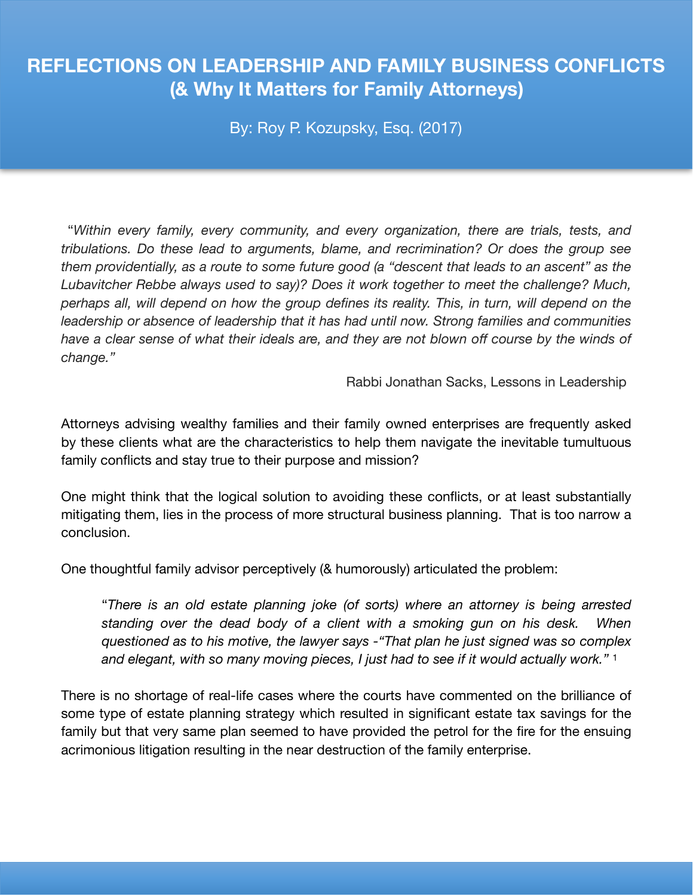# REFLECTIONS ON LEADERSHIP AND FAMILY BUSINESS CONFLICTS
## (& Why It Matters for Family Attorneys)

By: Roy P. Kozupsky, Esq. (2017)

"*Within every family, every community, and every organization, there are trials, tests, and tribulations. Do these lead to arguments, blame, and recrimination? Or does the group see them providentially, as a route to some future good (a "descent that leads to an ascent" as the Lubavitcher Rebbe always used to say)? Does it work together to meet the challenge? Much, perhaps all, will depend on how the group defines its reality. This, in turn, will depend on the leadership or absence of leadership that it has had until now. Strong families and communities have a clear sense of what their ideals are, and they are not blown off course by the winds of change."*

Rabbi Jonathan Sacks, Lessons in Leadership

Attorneys advising wealthy families and their family owned enterprises are frequently asked by these clients what are the characteristics to help them navigate the inevitable tumultuous family conflicts and stay true to their purpose and mission?

One might think that the logical solution to avoiding these conflicts, or at least substantially mitigating them, lies in the process of more structural business planning. That is too narrow a conclusion.

One thoughtful family advisor perceptively (& humorously) articulated the problem:

> "*There is an old estate planning joke (of sorts) where an attorney is being arrested standing over the dead body of a client with a smoking gun on his desk. When questioned as to his motive, the lawyer says -"That plan he just signed was so complex and elegant, with so many moving pieces, I just had to see if it would actually work."* [1]

There is no shortage of real-life cases where the courts have commented on the brilliance of some type of estate planning strategy which resulted in significant estate tax savings for the family but that very same plan seemed to have provided the petrol for the fire for the ensuing acrimonious litigation resulting in the near destruction of the family enterprise.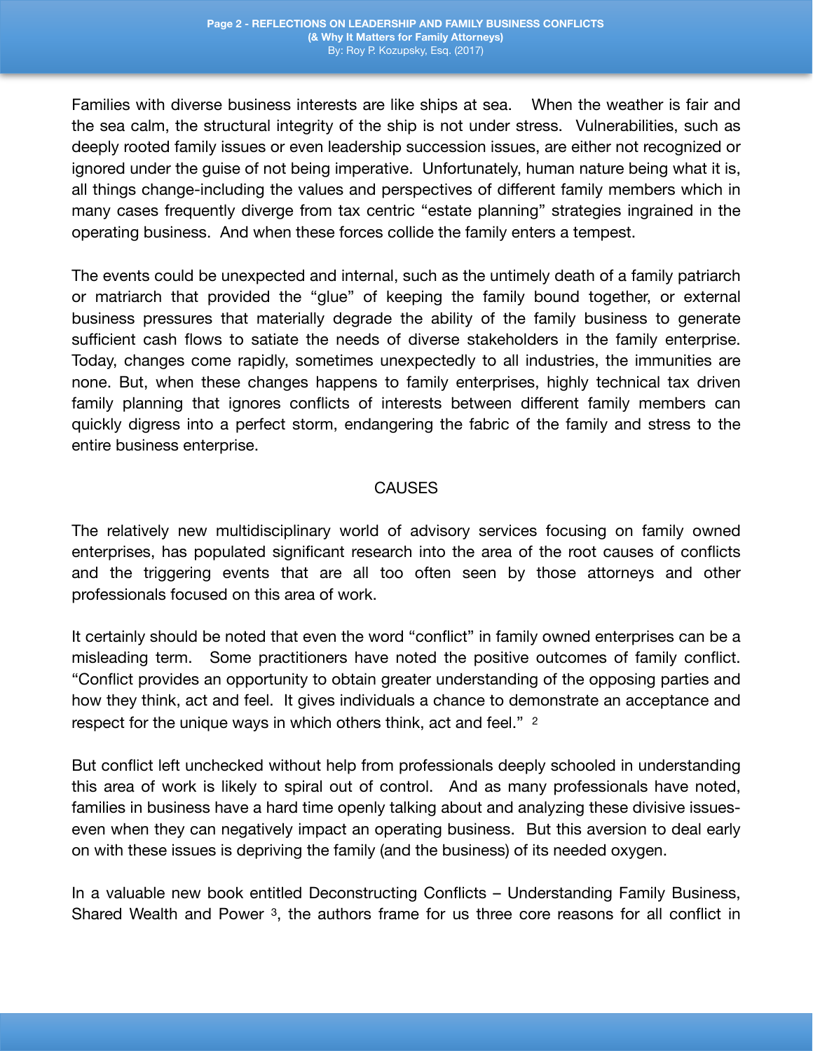Families with diverse business interests are like ships at sea. When the weather is fair and the sea calm, the structural integrity of the ship is not under stress. Vulnerabilities, such as deeply rooted family issues or even leadership succession issues, are either not recognized or ignored under the guise of not being imperative. Unfortunately, human nature being what it is, all things change-including the values and perspectives of different family members which in many cases frequently diverge from tax centric "estate planning" strategies ingrained in the operating business. And when these forces collide the family enters a tempest.

The events could be unexpected and internal, such as the untimely death of a family patriarch or matriarch that provided the "glue" of keeping the family bound together, or external business pressures that materially degrade the ability of the family business to generate sufficient cash flows to satiate the needs of diverse stakeholders in the family enterprise. Today, changes come rapidly, sometimes unexpectedly to all industries, the immunities are none. But, when these changes happens to family enterprises, highly technical tax driven family planning that ignores conflicts of interests between different family members can quickly digress into a perfect storm, endangering the fabric of the family and stress to the entire business enterprise.

## CAUSES

The relatively new multidisciplinary world of advisory services focusing on family owned enterprises, has populated significant research into the area of the root causes of conflicts and the triggering events that are all too often seen by those attorneys and other professionals focused on this area of work.

It certainly should be noted that even the word "conflict" in family owned enterprises can be a misleading term. Some practitioners have noted the positive outcomes of family conflict. "Conflict provides an opportunity to obtain greater understanding of the opposing parties and how they think, act and feel. It gives individuals a chance to demonstrate an acceptance and respect for the unique ways in which others think, act and feel." [2]

But conflict left unchecked without help from professionals deeply schooled in understanding this area of work is likely to spiral out of control. And as many professionals have noted, families in business have a hard time openly talking about and analyzing these divisive issues-even when they can negatively impact an operating business. But this aversion to deal early on with these issues is depriving the family (and the business) of its needed oxygen.

In a valuable new book entitled Deconstructing Conflicts – Understanding Family Business, Shared Wealth and Power [3], the authors frame for us three core reasons for all conflict in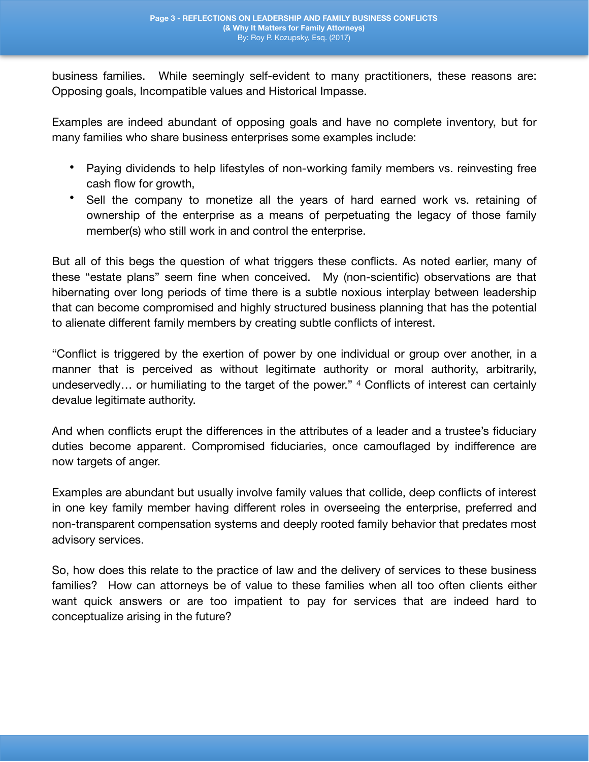business families. While seemingly self-evident to many practitioners, these reasons are: Opposing goals, Incompatible values and Historical Impasse.

Examples are indeed abundant of opposing goals and have no complete inventory, but for many families who share business enterprises some examples include:

- Paying dividends to help lifestyles of non-working family members vs. reinvesting free cash flow for growth,
- Sell the company to monetize all the years of hard earned work vs. retaining of ownership of the enterprise as a means of perpetuating the legacy of those family member(s) who still work in and control the enterprise.

But all of this begs the question of what triggers these conflicts. As noted earlier, many of these "estate plans" seem fine when conceived. My (non-scientific) observations are that hibernating over long periods of time there is a subtle noxious interplay between leadership that can become compromised and highly structured business planning that has the potential to alienate different family members by creating subtle conflicts of interest.

"Conflict is triggered by the exertion of power by one individual or group over another, in a manner that is perceived as without legitimate authority or moral authority, arbitrarily, undeservedly… or humiliating to the target of the power." [4] Conflicts of interest can certainly devalue legitimate authority.

And when conflicts erupt the differences in the attributes of a leader and a trustee's fiduciary duties become apparent. Compromised fiduciaries, once camouflaged by indifference are now targets of anger.

Examples are abundant but usually involve family values that collide, deep conflicts of interest in one key family member having different roles in overseeing the enterprise, preferred and non-transparent compensation systems and deeply rooted family behavior that predates most advisory services.

So, how does this relate to the practice of law and the delivery of services to these business families? How can attorneys be of value to these families when all too often clients either want quick answers or are too impatient to pay for services that are indeed hard to conceptualize arising in the future?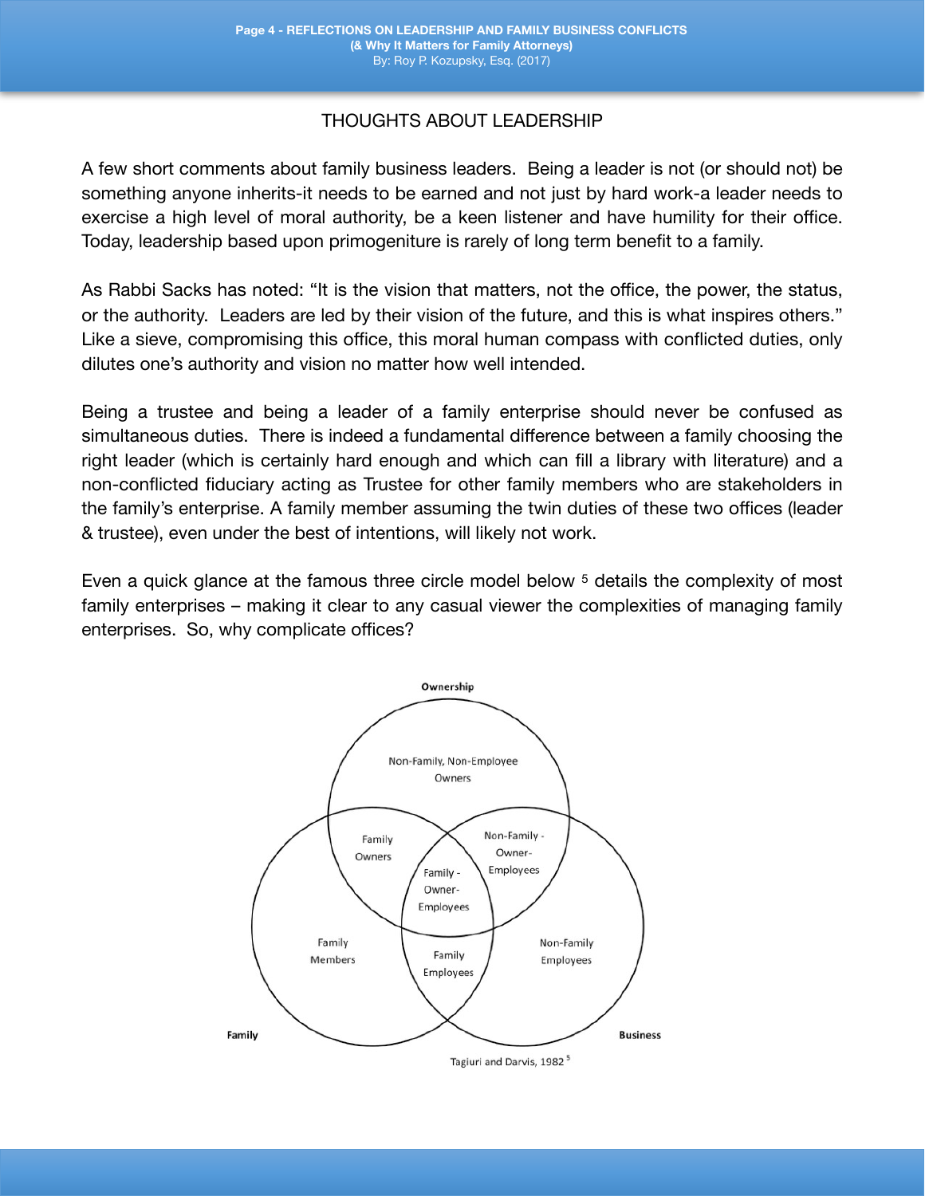## THOUGHTS ABOUT LEADERSHIP

A few short comments about family business leaders. Being a leader is not (or should not) be something anyone inherits-it needs to be earned and not just by hard work-a leader needs to exercise a high level of moral authority, be a keen listener and have humility for their office. Today, leadership based upon primogeniture is rarely of long term benefit to a family.

As Rabbi Sacks has noted: "It is the vision that matters, not the office, the power, the status, or the authority. Leaders are led by their vision of the future, and this is what inspires others." Like a sieve, compromising this office, this moral human compass with conflicted duties, only dilutes one's authority and vision no matter how well intended.

Being a trustee and being a leader of a family enterprise should never be confused as simultaneous duties. There is indeed a fundamental difference between a family choosing the right leader (which is certainly hard enough and which can fill a library with literature) and a non-conflicted fiduciary acting as Trustee for other family members who are stakeholders in the family's enterprise. A family member assuming the twin duties of these two offices (leader & trustee), even under the best of intentions, will likely not work.

Even a quick glance at the famous three circle model below [5] details the complexity of most family enterprises – making it clear to any casual viewer the complexities of managing family enterprises. So, why complicate offices?

Tagiuri and Darvis, 1982 [5]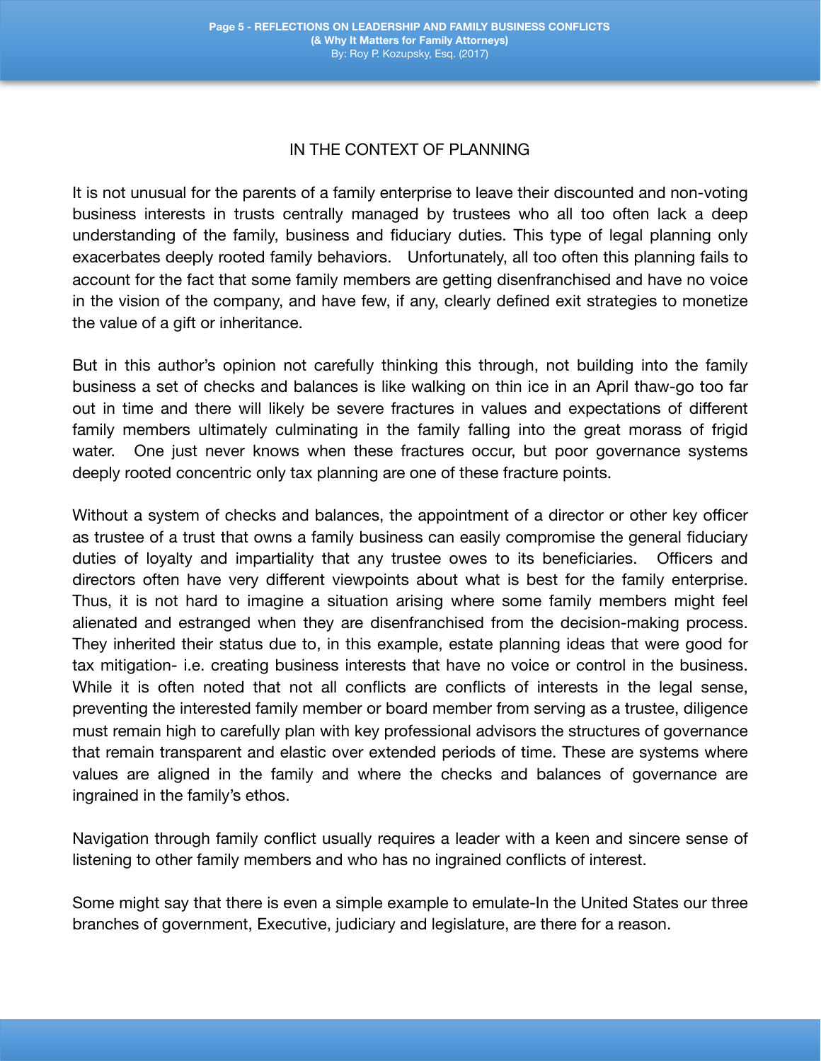## IN THE CONTEXT OF PLANNING

It is not unusual for the parents of a family enterprise to leave their discounted and non-voting business interests in trusts centrally managed by trustees who all too often lack a deep understanding of the family, business and fiduciary duties. This type of legal planning only exacerbates deeply rooted family behaviors. Unfortunately, all too often this planning fails to account for the fact that some family members are getting disenfranchised and have no voice in the vision of the company, and have few, if any, clearly defined exit strategies to monetize the value of a gift or inheritance.

But in this author's opinion not carefully thinking this through, not building into the family business a set of checks and balances is like walking on thin ice in an April thaw-go too far out in time and there will likely be severe fractures in values and expectations of different family members ultimately culminating in the family falling into the great morass of frigid water. One just never knows when these fractures occur, but poor governance systems deeply rooted concentric only tax planning are one of these fracture points.

Without a system of checks and balances, the appointment of a director or other key officer as trustee of a trust that owns a family business can easily compromise the general fiduciary duties of loyalty and impartiality that any trustee owes to its beneficiaries. Officers and directors often have very different viewpoints about what is best for the family enterprise. Thus, it is not hard to imagine a situation arising where some family members might feel alienated and estranged when they are disenfranchised from the decision-making process. They inherited their status due to, in this example, estate planning ideas that were good for tax mitigation- i.e. creating business interests that have no voice or control in the business. While it is often noted that not all conflicts are conflicts of interests in the legal sense, preventing the interested family member or board member from serving as a trustee, diligence must remain high to carefully plan with key professional advisors the structures of governance that remain transparent and elastic over extended periods of time. These are systems where values are aligned in the family and where the checks and balances of governance are ingrained in the family's ethos.

Navigation through family conflict usually requires a leader with a keen and sincere sense of listening to other family members and who has no ingrained conflicts of interest.

Some might say that there is even a simple example to emulate-In the United States our three branches of government, Executive, judiciary and legislature, are there for a reason.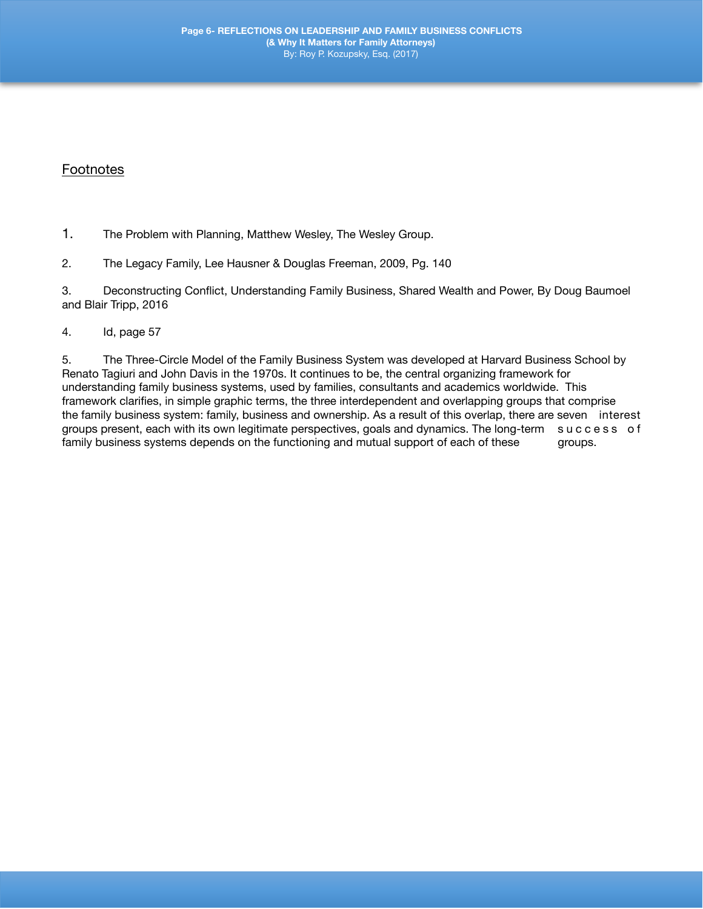Footnotes

1. The Problem with Planning, Matthew Wesley, The Wesley Group.

2. The Legacy Family, Lee Hausner & Douglas Freeman, 2009, Pg. 140

3. Deconstructing Conflict, Understanding Family Business, Shared Wealth and Power, By Doug Baumoel and Blair Tripp, 2016

4. Id, page 57

5. The Three-Circle Model of the Family Business System was developed at Harvard Business School by Renato Tagiuri and John Davis in the 1970s. It continues to be, the central organizing framework for understanding family business systems, used by families, consultants and academics worldwide. This framework clarifies, in simple graphic terms, the three interdependent and overlapping groups that comprise the family business system: family, business and ownership. As a result of this overlap, there are seven interest groups present, each with its own legitimate perspectives, goals and dynamics. The long-term success of family business systems depends on the functioning and mutual support of each of these groups.